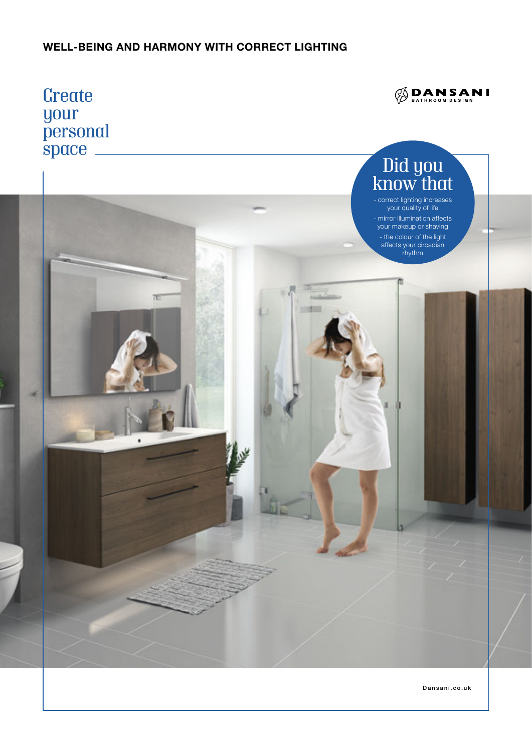**WELL-BEING AND HARMONY WITH CORRECT LIGHTING**

# Create your personal space

DANSANI
BATHROOM DESIGN

## Did you know that

- correct lighting increases your quality of life
- mirror illumination affects your makeup or shaving
- the colour of the light affects your circadian rhythm

Dansani.co.uk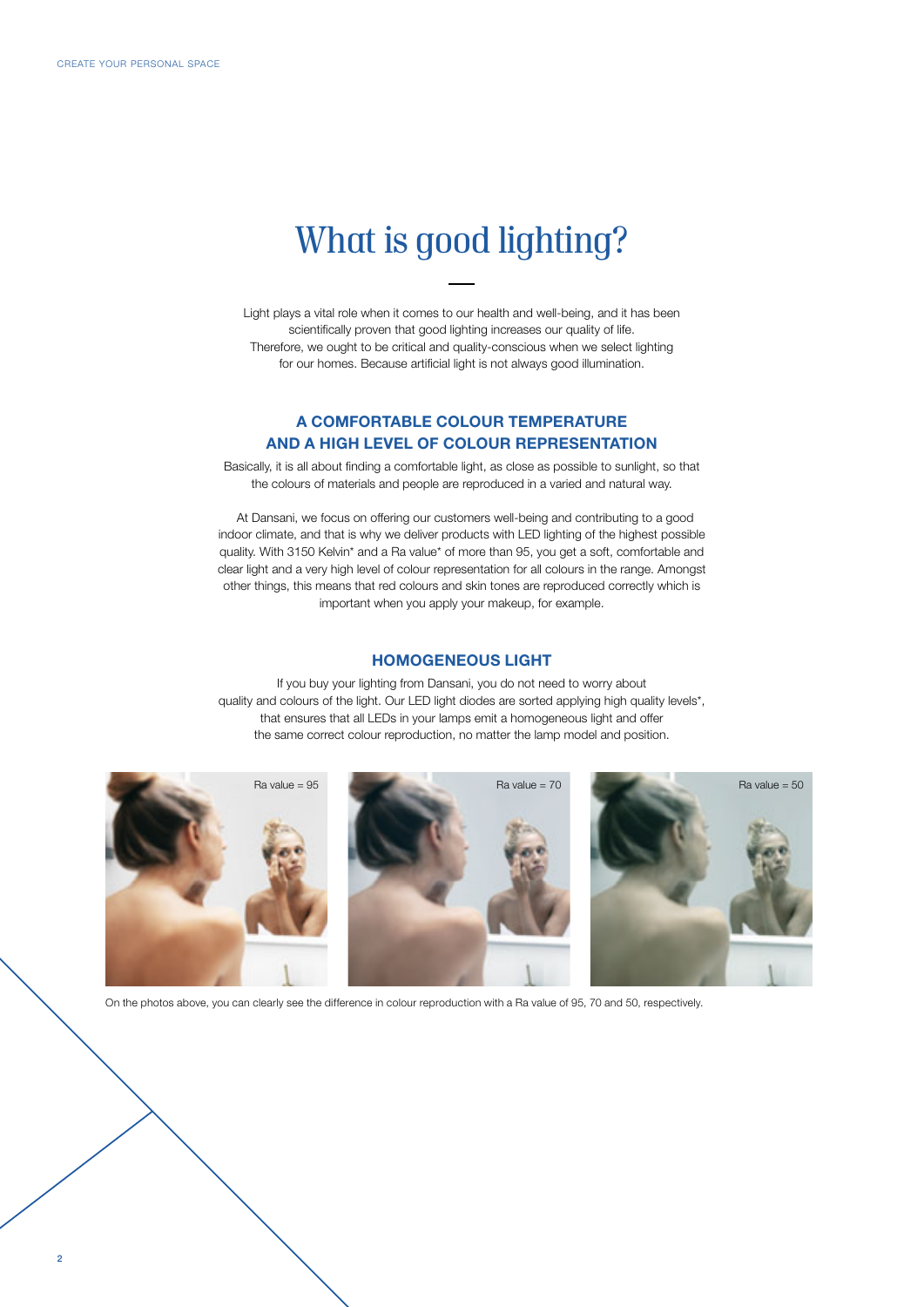# What is good lighting?

Light plays a vital role when it comes to our health and well-being, and it has been scientifically proven that good lighting increases our quality of life. Therefore, we ought to be critical and quality-conscious when we select lighting for our homes. Because artificial light is not always good illumination.

## A COMFORTABLE COLOUR TEMPERATURE AND A HIGH LEVEL OF COLOUR REPRESENTATION

Basically, it is all about finding a comfortable light, as close as possible to sunlight, so that the colours of materials and people are reproduced in a varied and natural way.

At Dansani, we focus on offering our customers well-being and contributing to a good indoor climate, and that is why we deliver products with LED lighting of the highest possible quality. With 3150 Kelvin* and a Ra value* of more than 95, you get a soft, comfortable and clear light and a very high level of colour representation for all colours in the range. Amongst other things, this means that red colours and skin tones are reproduced correctly which is important when you apply your makeup, for example.

## HOMOGENEOUS LIGHT

If you buy your lighting from Dansani, you do not need to worry about quality and colours of the light. Our LED light diodes are sorted applying high quality levels*, that ensures that all LEDs in your lamps emit a homogeneous light and offer the same correct colour reproduction, no matter the lamp model and position.

Ra value = 95

Ra value = 70

Ra value = 50

On the photos above, you can clearly see the difference in colour reproduction with a Ra value of 95, 70 and 50, respectively.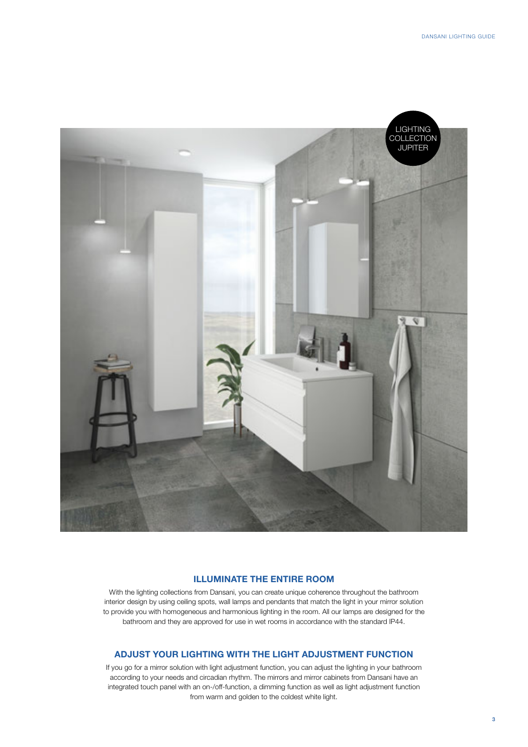LIGHTING COLLECTION JUPITER

## ILLUMINATE THE ENTIRE ROOM

With the lighting collections from Dansani, you can create unique coherence throughout the bathroom interior design by using ceiling spots, wall lamps and pendants that match the light in your mirror solution to provide you with homogeneous and harmonious lighting in the room. All our lamps are designed for the bathroom and they are approved for use in wet rooms in accordance with the standard IP44.

## ADJUST YOUR LIGHTING WITH THE LIGHT ADJUSTMENT FUNCTION

If you go for a mirror solution with light adjustment function, you can adjust the lighting in your bathroom according to your needs and circadian rhythm. The mirrors and mirror cabinets from Dansani have an integrated touch panel with an on-/off-function, a dimming function as well as light adjustment function from warm and golden to the coldest white light.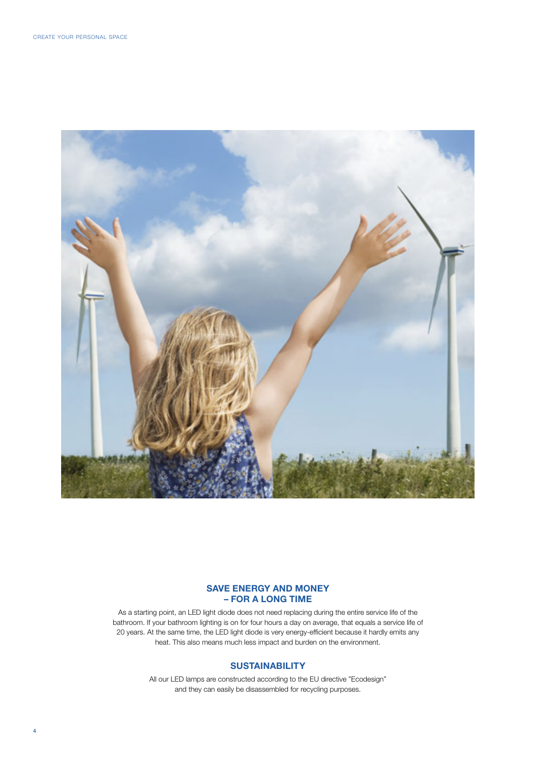## SAVE ENERGY AND MONEY – FOR A LONG TIME

As a starting point, an LED light diode does not need replacing during the entire service life of the bathroom. If your bathroom lighting is on for four hours a day on average, that equals a service life of 20 years. At the same time, the LED light diode is very energy-efficient because it hardly emits any heat. This also means much less impact and burden on the environment.

## SUSTAINABILITY

All our LED lamps are constructed according to the EU directive "Ecodesign" and they can easily be disassembled for recycling purposes.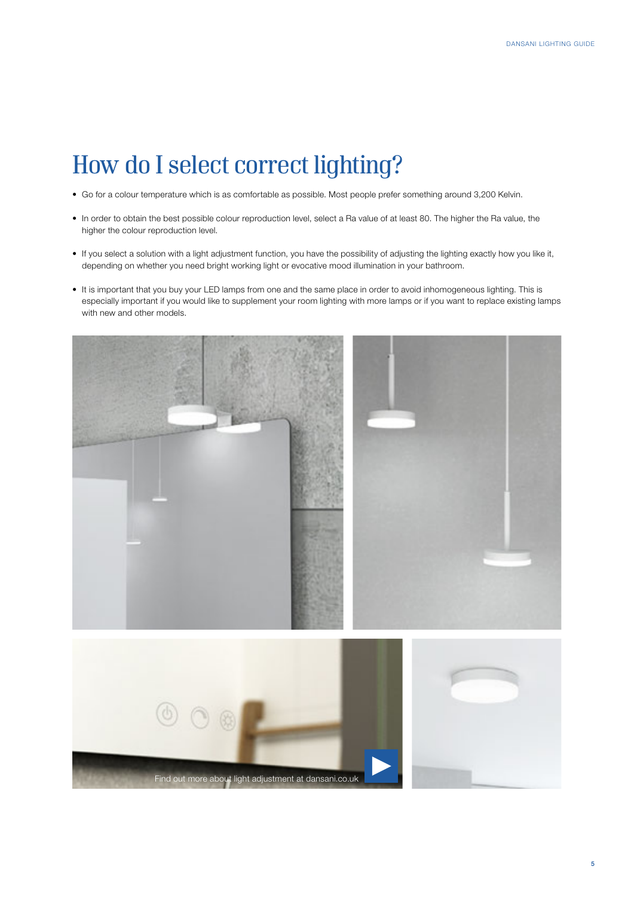# How do I select correct lighting?

- Go for a colour temperature which is as comfortable as possible. Most people prefer something around 3,200 Kelvin.
- In order to obtain the best possible colour reproduction level, select a Ra value of at least 80. The higher the Ra value, the higher the colour reproduction level.
- If you select a solution with a light adjustment function, you have the possibility of adjusting the lighting exactly how you like it, depending on whether you need bright working light or evocative mood illumination in your bathroom.
- It is important that you buy your LED lamps from one and the same place in order to avoid inhomogeneous lighting. This is especially important if you would like to supplement your room lighting with more lamps or if you want to replace existing lamps with new and other models.

Find out more about light adjustment at dansani.co.uk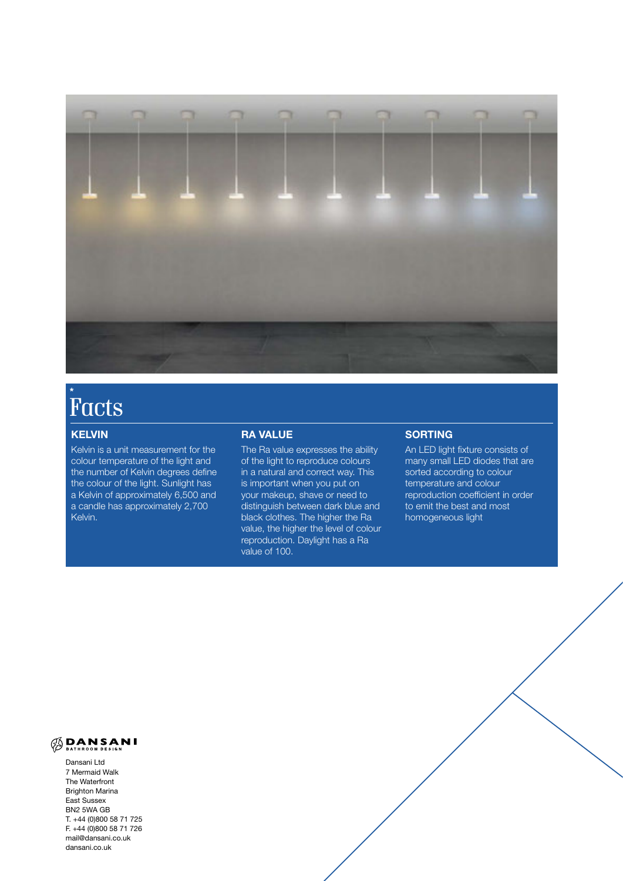# Facts

### KELVIN

Kelvin is a unit measurement for the colour temperature of the light and the number of Kelvin degrees define the colour of the light. Sunlight has a Kelvin of approximately 6,500 and a candle has approximately 2,700 Kelvin.

### RA VALUE

The Ra value expresses the ability of the light to reproduce colours in a natural and correct way. This is important when you put on your makeup, shave or need to distinguish between dark blue and black clothes. The higher the Ra value, the higher the level of colour reproduction. Daylight has a Ra value of 100.

### SORTING

An LED light fixture consists of many small LED diodes that are sorted according to colour temperature and colour reproduction coefficient in order to emit the best and most homogeneous light

DANSANI
BATHROOM DESIGN

Dansani Ltd
7 Mermaid Walk
The Waterfront
Brighton Marina
East Sussex
BN2 5WA GB
T. +44 (0)800 58 71 725
F. +44 (0)800 58 71 726
mail@dansani.co.uk
dansani.co.uk